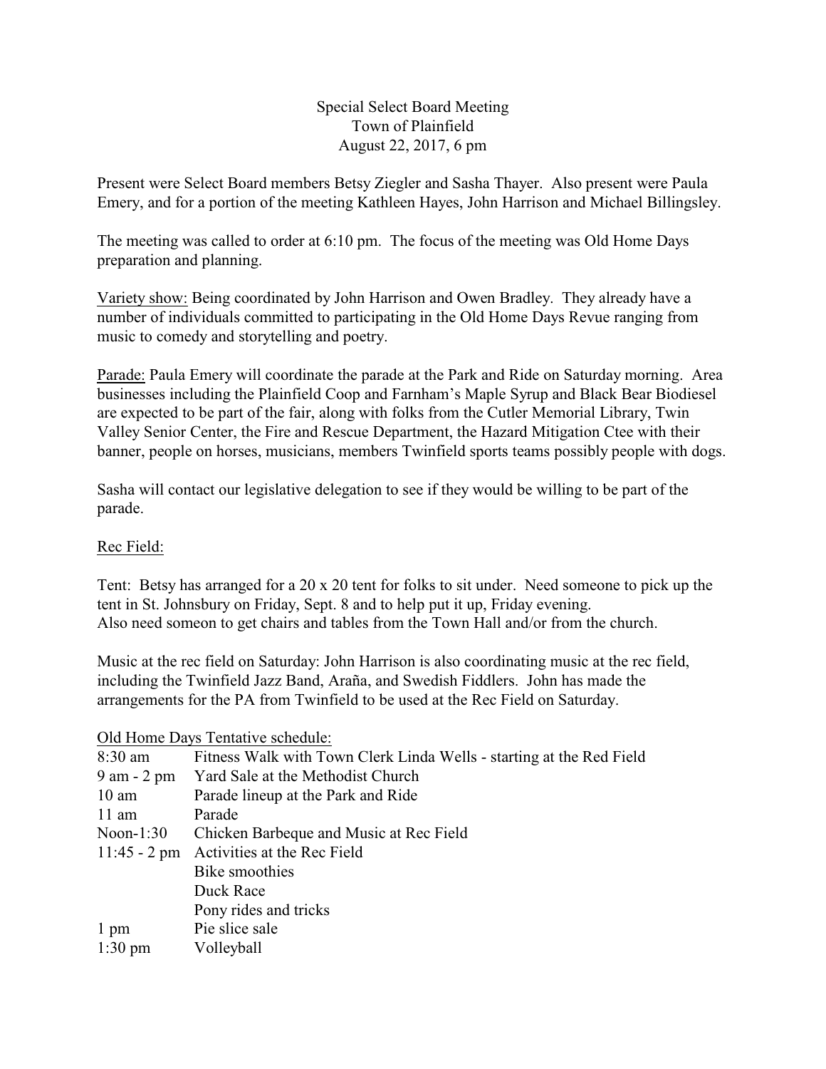Special Select Board Meeting
Town of Plainfield
August 22, 2017, 6 pm

Present were Select Board members Betsy Ziegler and Sasha Thayer. Also present were Paula Emery, and for a portion of the meeting Kathleen Hayes, John Harrison and Michael Billingsley.

The meeting was called to order at 6:10 pm. The focus of the meeting was Old Home Days preparation and planning.

Variety show: Being coordinated by John Harrison and Owen Bradley. They already have a number of individuals committed to participating in the Old Home Days Revue ranging from music to comedy and storytelling and poetry.

Parade: Paula Emery will coordinate the parade at the Park and Ride on Saturday morning. Area businesses including the Plainfield Coop and Farnham's Maple Syrup and Black Bear Biodiesel are expected to be part of the fair, along with folks from the Cutler Memorial Library, Twin Valley Senior Center, the Fire and Rescue Department, the Hazard Mitigation Ctee with their banner, people on horses, musicians, members Twinfield sports teams possibly people with dogs.

Sasha will contact our legislative delegation to see if they would be willing to be part of the parade.

Rec Field:

Tent: Betsy has arranged for a 20 x 20 tent for folks to sit under. Need someone to pick up the tent in St. Johnsbury on Friday, Sept. 8 and to help put it up, Friday evening.
Also need someon to get chairs and tables from the Town Hall and/or from the church.

Music at the rec field on Saturday: John Harrison is also coordinating music at the rec field, including the Twinfield Jazz Band, Araña, and Swedish Fiddlers. John has made the arrangements for the PA from Twinfield to be used at the Rec Field on Saturday.

Old Home Days Tentative schedule:

| | |
|---|---|
| 8:30 am | Fitness Walk with Town Clerk Linda Wells - starting at the Red Field |
| 9 am - 2 pm | Yard Sale at the Methodist Church |
| 10 am | Parade lineup at the Park and Ride |
| 11 am | Parade |
| Noon-1:30 | Chicken Barbeque and Music at Rec Field |
| 11:45 - 2 pm | Activities at the Rec Field |
| | Bike smoothies |
| | Duck Race |
| | Pony rides and tricks |
| 1 pm | Pie slice sale |
| 1:30 pm | Volleyball |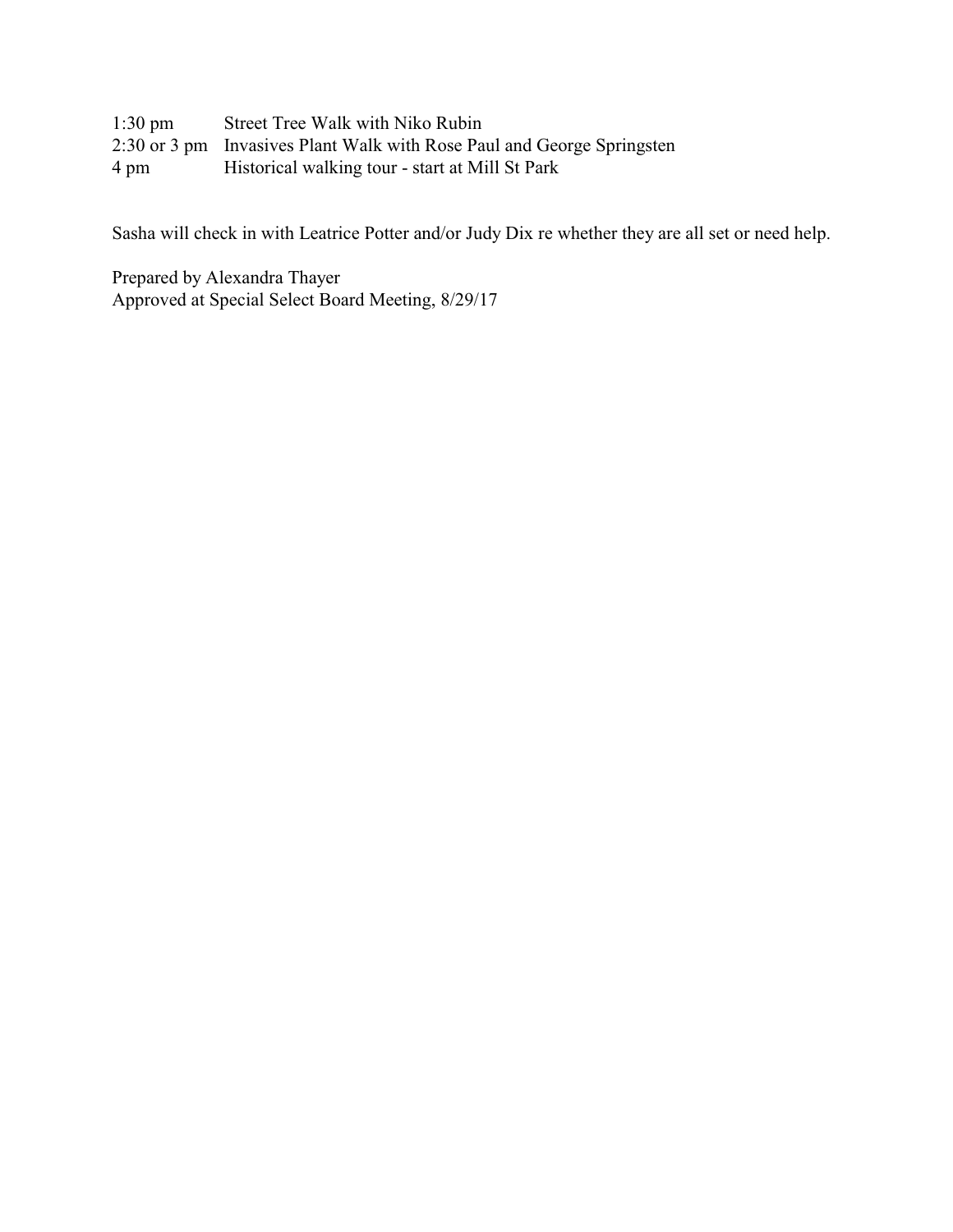| | |
|---|---|
| 1:30 pm | Street Tree Walk with Niko Rubin |
| 2:30 or 3 pm | Invasives Plant Walk with Rose Paul and George Springsten |
| 4 pm | Historical walking tour - start at Mill St Park |

Sasha will check in with Leatrice Potter and/or Judy Dix re whether they are all set or need help.

Prepared by Alexandra Thayer
Approved at Special Select Board Meeting, 8/29/17